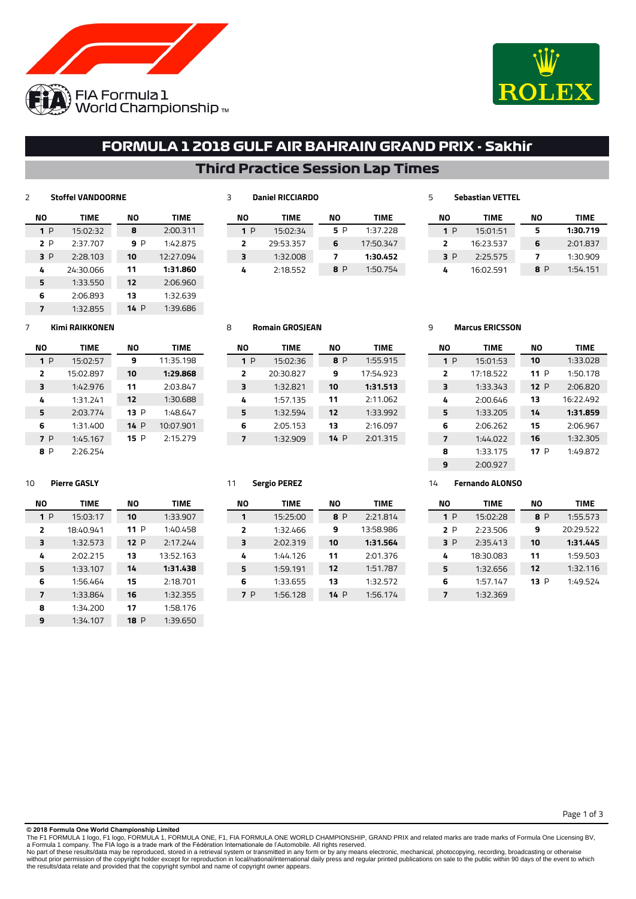# FORMULA 1 2018 GULF AIR BAHRAIN GRAND PRIX - Sakhir

## Third Practice Session Lap Times

### 2 Stoffel VANDOORNE

| NO | TIME | NO | TIME |
|---|---|---|---|
| 1 P | 15:02:32 | 8 | 2:00.311 |
| 2 P | 2:37.707 | 9 P | 1:42.875 |
| 3 P | 2:28.103 | 10 | 12:27.094 |
| 4 | 24:30.066 | 11 | **1:31.860** |
| 5 | 1:33.550 | 12 | 2:06.960 |
| 6 | 2:06.893 | 13 | 1:32.639 |
| 7 | 1:32.855 | 14 P | 1:39.686 |

### 3 Daniel RICCIARDO

| NO | TIME | NO | TIME |
|---|---|---|---|
| 1 P | 15:02:34 | 5 P | 1:37.228 |
| 2 | 29:53.357 | 6 | 17:50.347 |
| 3 | 1:32.008 | 7 | **1:30.452** |
| 4 | 2:18.552 | 8 P | 1:50.754 |

### 5 Sebastian VETTEL

| NO | TIME | NO | TIME |
|---|---|---|---|
| 1 P | 15:01:51 | 5 | **1:30.719** |
| 2 | 16:23.537 | 6 | 2:01.837 |
| 3 P | 2:25.575 | 7 | 1:30.909 |
| 4 | 16:02.591 | 8 P | 1:54.151 |

### 7 Kimi RAIKKONEN

| NO | TIME | NO | TIME |
|---|---|---|---|
| 1 P | 15:02:57 | 9 | 11:35.198 |
| 2 | 15:02.897 | 10 | **1:29.868** |
| 3 | 1:42.976 | 11 | 2:03.847 |
| 4 | 1:31.241 | 12 | 1:30.688 |
| 5 | 2:03.774 | 13 P | 1:48.647 |
| 6 | 1:31.400 | 14 P | 10:07.901 |
| 7 P | 1:45.167 | 15 P | 2:15.279 |
| 8 P | 2:26.254 | | |

### 8 Romain GROSJEAN

| NO | TIME | NO | TIME |
|---|---|---|---|
| 1 P | 15:02:36 | 8 P | 1:55.915 |
| 2 | 20:30.827 | 9 | 17:54.923 |
| 3 | 1:32.821 | 10 | **1:31.513** |
| 4 | 1:57.135 | 11 | 2:11.062 |
| 5 | 1:32.594 | 12 | 1:33.992 |
| 6 | 2:05.153 | 13 | 2:16.097 |
| 7 | 1:32.909 | 14 P | 2:01.315 |

### 9 Marcus ERICSSON

| NO | TIME | NO | TIME |
|---|---|---|---|
| 1 P | 15:01:53 | 10 | 1:33.028 |
| 2 | 17:18.522 | 11 P | 1:50.178 |
| 3 | 1:33.343 | 12 P | 2:06.820 |
| 4 | 2:00.646 | 13 | 16:22.492 |
| 5 | 1:33.205 | 14 | **1:31.859** |
| 6 | 2:06.262 | 15 | 2:06.967 |
| 7 | 1:44.022 | 16 | 1:32.305 |
| 8 | 1:33.175 | 17 P | 1:49.872 |
| 9 | 2:00.927 | | |

### 10 Pierre GASLY

| NO | TIME | NO | TIME |
|---|---|---|---|
| 1 P | 15:03:17 | 10 | 1:33.907 |
| 2 | 18:40.941 | 11 P | 1:40.458 |
| 3 | 1:32.573 | 12 P | 2:17.244 |
| 4 | 2:02.215 | 13 | 13:52.163 |
| 5 | 1:33.107 | 14 | **1:31.438** |
| 6 | 1:56.464 | 15 | 2:18.701 |
| 7 | 1:33.864 | 16 | 1:32.355 |
| 8 | 1:34.200 | 17 | 1:58.176 |
| 9 | 1:34.107 | 18 P | 1:39.650 |

### 11 Sergio PEREZ

| NO | TIME | NO | TIME |
|---|---|---|---|
| 1 | 15:25:00 | 8 P | 2:21.814 |
| 2 | 1:32.466 | 9 | 13:58.986 |
| 3 | 2:02.319 | 10 | **1:31.564** |
| 4 | 1:44.126 | 11 | 2:01.376 |
| 5 | 1:59.191 | 12 | 1:51.787 |
| 6 | 1:33.655 | 13 | 1:32.572 |
| 7 P | 1:56.128 | 14 P | 1:56.174 |

### 14 Fernando ALONSO

| NO | TIME | NO | TIME |
|---|---|---|---|
| 1 P | 15:02:28 | 8 P | 1:55.573 |
| 2 P | 2:23.506 | 9 | 20:29.522 |
| 3 P | 2:35.413 | 10 | **1:31.445** |
| 4 | 18:30.083 | 11 | 1:59.503 |
| 5 | 1:32.656 | 12 | 1:32.116 |
| 6 | 1:57.147 | 13 P | 1:49.524 |
| 7 | 1:32.369 | | |

**© 2018 Formula One World Championship Limited**
The F1 FORMULA 1 logo, F1 logo, FORMULA 1, FORMULA ONE, F1, FIA FORMULA ONE WORLD CHAMPIONSHIP, GRAND PRIX and related marks are trade marks of Formula One Licensing BV, a Formula 1 company. The FIA logo is a trade mark of the Fédération Internationale de l'Automobile. All rights reserved.
No part of these results/data may be reproduced, stored in a retrieval system or transmitted in any form or by any means electronic, mechanical, photocopying, recording, broadcasting or otherwise without prior permission of the copyright holder except for reproduction in local/national/international daily press and regular printed publications on sale to the public within 90 days of the event to which the results/data relate and provided that the copyright symbol and name of copyright owner appears.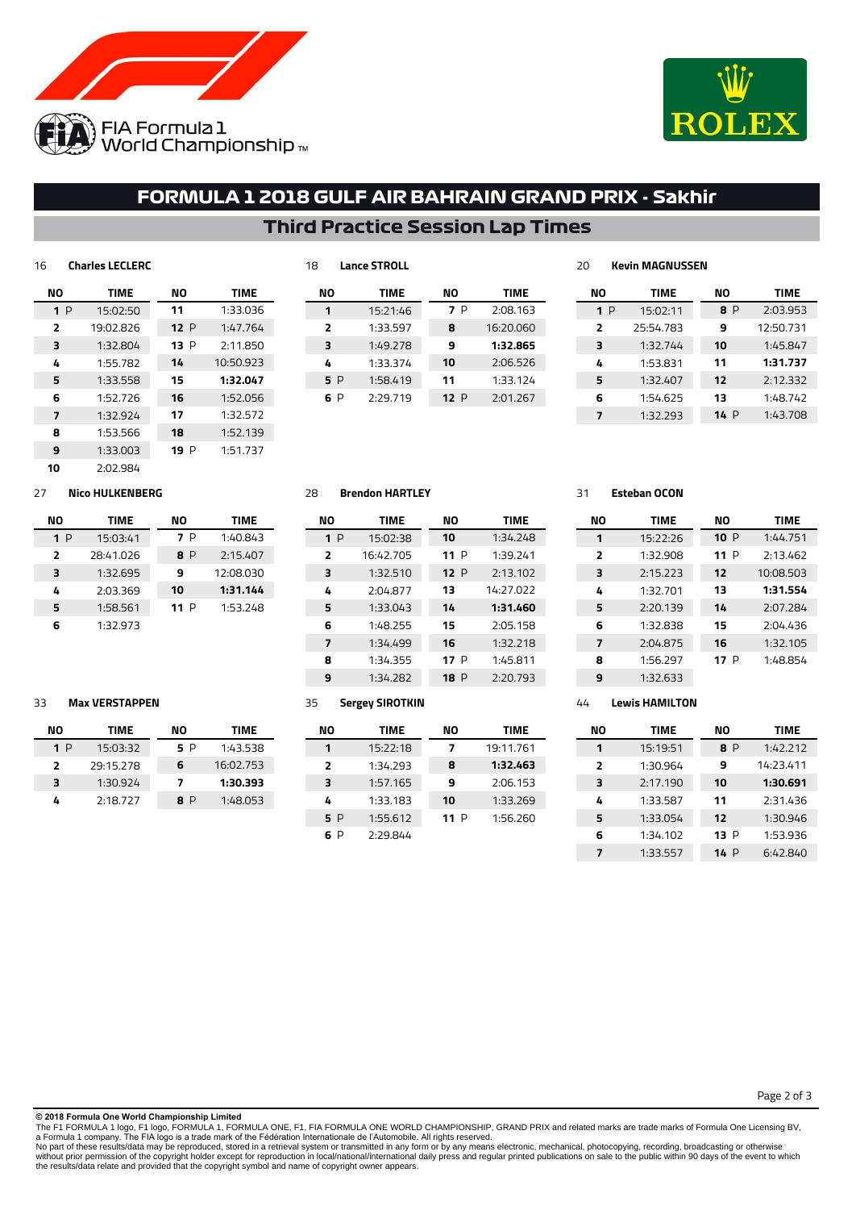FIA Formula 1 World Championship

# FORMULA 1 2018 GULF AIR BAHRAIN GRAND PRIX - Sakhir

## Third Practice Session Lap Times

### 16 Charles LECLERC

| NO | TIME | NO | TIME |
|---|---|---|---|
| 1 P | 15:02:50 | 11 | 1:33.036 |
| 2 | 19:02.826 | 12 P | 1:47.764 |
| 3 | 1:32.804 | 13 P | 2:11.850 |
| 4 | 1:55.782 | 14 | 10:50.923 |
| 5 | 1:33.558 | 15 | **1:32.047** |
| 6 | 1:52.726 | 16 | 1:52.056 |
| 7 | 1:32.924 | 17 | 1:32.572 |
| 8 | 1:53.566 | 18 | 1:52.139 |
| 9 | 1:33.003 | 19 P | 1:51.737 |
| 10 | 2:02.984 | | |

### 18 Lance STROLL

| NO | TIME | NO | TIME |
|---|---|---|---|
| 1 | 15:21:46 | 7 P | 2:08.163 |
| 2 | 1:33.597 | 8 | 16:20.060 |
| 3 | 1:49.278 | 9 | **1:32.865** |
| 4 | 1:33.374 | 10 | 2:06.526 |
| 5 P | 1:58.419 | 11 | 1:33.124 |
| 6 P | 2:29.719 | 12 P | 2:01.267 |

### 20 Kevin MAGNUSSEN

| NO | TIME | NO | TIME |
|---|---|---|---|
| 1 P | 15:02:11 | 8 P | 2:03.953 |
| 2 | 25:54.783 | 9 | 12:50.731 |
| 3 | 1:32.744 | 10 | 1:45.847 |
| 4 | 1:53.831 | 11 | **1:31.737** |
| 5 | 1:32.407 | 12 | 2:12.332 |
| 6 | 1:54.625 | 13 | 1:48.742 |
| 7 | 1:32.293 | 14 P | 1:43.708 |

### 27 Nico HULKENBERG

| NO | TIME | NO | TIME |
|---|---|---|---|
| 1 P | 15:03:41 | 7 P | 1:40.843 |
| 2 | 28:41.026 | 8 P | 2:15.407 |
| 3 | 1:32.695 | 9 | 12:08.030 |
| 4 | 2:03.369 | 10 | **1:31.144** |
| 5 | 1:58.561 | 11 P | 1:53.248 |
| 6 | 1:32.973 | | |

### 28 Brendon HARTLEY

| NO | TIME | NO | TIME |
|---|---|---|---|
| 1 P | 15:02:38 | 10 | 1:34.248 |
| 2 | 16:42.705 | 11 P | 1:39.241 |
| 3 | 1:32.510 | 12 P | 2:13.102 |
| 4 | 2:04.877 | 13 | 14:27.022 |
| 5 | 1:33.043 | 14 | **1:31.460** |
| 6 | 1:48.255 | 15 | 2:05.158 |
| 7 | 1:34.499 | 16 | 1:32.218 |
| 8 | 1:34.355 | 17 P | 1:45.811 |
| 9 | 1:34.282 | 18 P | 2:20.793 |

### 31 Esteban OCON

| NO | TIME | NO | TIME |
|---|---|---|---|
| 1 | 15:22:26 | 10 P | 1:44.751 |
| 2 | 1:32.908 | 11 P | 2:13.462 |
| 3 | 2:15.223 | 12 | 10:08.503 |
| 4 | 1:32.701 | 13 | **1:31.554** |
| 5 | 2:20.139 | 14 | 2:07.284 |
| 6 | 1:32.838 | 15 | 2:04.436 |
| 7 | 2:04.875 | 16 | 1:32.105 |
| 8 | 1:56.297 | 17 P | 1:48.854 |
| 9 | 1:32.633 | | |

### 33 Max VERSTAPPEN

| NO | TIME | NO | TIME |
|---|---|---|---|
| 1 P | 15:03:32 | 5 P | 1:43.538 |
| 2 | 29:15.278 | 6 | 16:02.753 |
| 3 | 1:30.924 | 7 | **1:30.393** |
| 4 | 2:18.727 | 8 P | 1:48.053 |

### 35 Sergey SIROTKIN

| NO | TIME | NO | TIME |
|---|---|---|---|
| 1 | 15:22:18 | 7 | 19:11.761 |
| 2 | 1:34.293 | 8 | **1:32.463** |
| 3 | 1:57.165 | 9 | 2:06.153 |
| 4 | 1:33.183 | 10 | 1:33.269 |
| 5 P | 1:55.612 | 11 P | 1:56.260 |
| 6 P | 2:29.844 | | |

### 44 Lewis HAMILTON

| NO | TIME | NO | TIME |
|---|---|---|---|
| 1 | 15:19:51 | 8 P | 1:42.212 |
| 2 | 1:30.964 | 9 | 14:23.411 |
| 3 | 2:17.190 | 10 | **1:30.691** |
| 4 | 1:33.587 | 11 | 2:31.436 |
| 5 | 1:33.054 | 12 | 1:30.946 |
| 6 | 1:34.102 | 13 P | 1:53.936 |
| 7 | 1:33.557 | 14 P | 6:42.840 |

**© 2018 Formula One World Championship Limited**
The F1 FORMULA 1 logo, F1 logo, FORMULA 1, FORMULA ONE, F1, FIA FORMULA ONE WORLD CHAMPIONSHIP, GRAND PRIX and related marks are trade marks of Formula One Licensing BV, a Formula 1 company. The FIA logo is a trade mark of the Fédération Internationale de l'Automobile. All rights reserved.
No part of these results/data may be reproduced, stored in a retrieval system or transmitted in any form or by any means electronic, mechanical, photocopying, recording, broadcasting or otherwise without prior permission of the copyright holder except for reproduction in local/national/international daily press and regular printed publications on sale to the public within 90 days of the event to which the results/data relate and provided that the copyright symbol and name of copyright owner appears.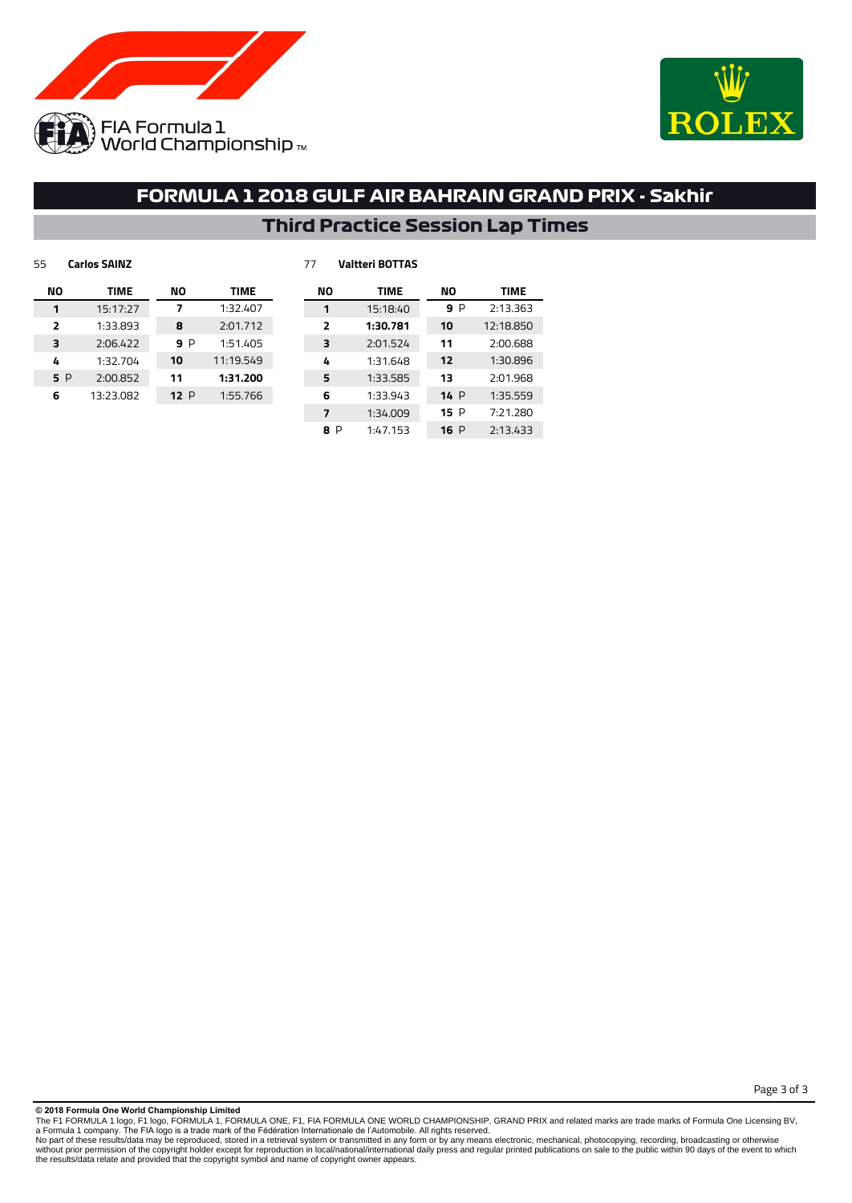FIA Formula 1 World Championship

# FORMULA 1 2018 GULF AIR BAHRAIN GRAND PRIX - Sakhir

## Third Practice Session Lap Times

55 **Carlos SAINZ**

| NO | TIME | NO | TIME |
|---|---|---|---|
| 1 | 15:17:27 | 7 | 1:32.407 |
| 2 | 1:33.893 | 8 | 2:01.712 |
| 3 | 2:06.422 | 9 P | 1:51.405 |
| 4 | 1:32.704 | 10 | 11:19.549 |
| 5 P | 2:00.852 | 11 | **1:31.200** |
| 6 | 13:23.082 | 12 P | 1:55.766 |

77 **Valtteri BOTTAS**

| NO | TIME | NO | TIME |
|---|---|---|---|
| 1 | 15:18:40 | 9 P | 2:13.363 |
| 2 | **1:30.781** | 10 | 12:18.850 |
| 3 | 2:01.524 | 11 | 2:00.688 |
| 4 | 1:31.648 | 12 | 1:30.896 |
| 5 | 1:33.585 | 13 | 2:01.968 |
| 6 | 1:33.943 | 14 P | 1:35.559 |
| 7 | 1:34.009 | 15 P | 7:21.280 |
| 8 P | 1:47.153 | 16 P | 2:13.433 |

**© 2018 Formula One World Championship Limited**
The F1 FORMULA 1 logo, F1 logo, FORMULA 1, FORMULA ONE, F1, FIA FORMULA ONE WORLD CHAMPIONSHIP, GRAND PRIX and related marks are trade marks of Formula One Licensing BV, a Formula 1 company. The FIA logo is a trade mark of the Fédération Internationale de l'Automobile. All rights reserved.
No part of these results/data may be reproduced, stored in a retrieval system or transmitted in any form or by any means electronic, mechanical, photocopying, recording, broadcasting or otherwise without prior permission of the copyright holder except for reproduction in local/national/international daily press and regular printed publications on sale to the public within 90 days of the event to which the results/data relate and provided that the copyright symbol and name of copyright owner appears.